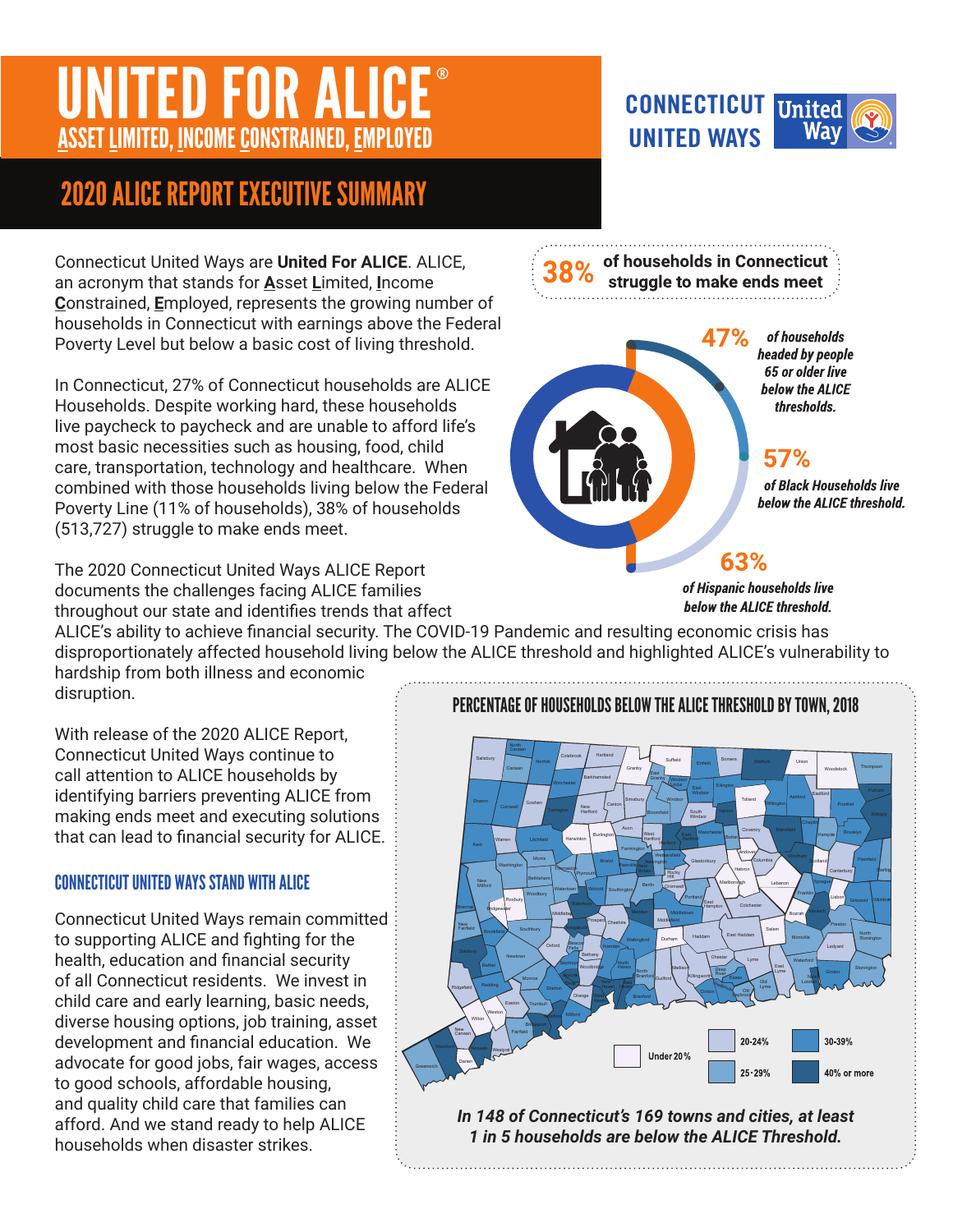# UNITED FOR ALICE®

## ASSET LIMITED, INCOME CONSTRAINED, EMPLOYED

CONNECTICUT UNITED WAYS

# 2020 ALICE REPORT EXECUTIVE SUMMARY

Connecticut United Ways are **United For ALICE**. ALICE, an acronym that stands for **A**sset **L**imited, **I**ncome **C**onstrained, **E**mployed, represents the growing number of households in Connecticut with earnings above the Federal Poverty Level but below a basic cost of living threshold.

In Connecticut, 27% of Connecticut households are ALICE Households. Despite working hard, these households live paycheck to paycheck and are unable to afford life's most basic necessities such as housing, food, child care, transportation, technology and healthcare. When combined with those households living below the Federal Poverty Line (11% of households), 38% of households (513,727) struggle to make ends meet.

The 2020 Connecticut United Ways ALICE Report documents the challenges facing ALICE families throughout our state and identifies trends that affect ALICE's ability to achieve financial security. The COVID-19 Pandemic and resulting economic crisis has disproportionately affected household living below the ALICE threshold and highlighted ALICE's vulnerability to hardship from both illness and economic disruption.

With release of the 2020 ALICE Report, Connecticut United Ways continue to call attention to ALICE households by identifying barriers preventing ALICE from making ends meet and executing solutions that can lead to financial security for ALICE.

**38%** **of households in Connecticut struggle to make ends meet**

**47%** *of households headed by people 65 or older live below the ALICE thresholds.*

**57%** *of Black Households live below the ALICE threshold.*

**63%** *of Hispanic households live below the ALICE threshold.*

### CONNECTICUT UNITED WAYS STAND WITH ALICE

Connecticut United Ways remain committed to supporting ALICE and fighting for the health, education and financial security of all Connecticut residents. We invest in child care and early learning, basic needs, diverse housing options, job training, asset development and financial education. We advocate for good jobs, fair wages, access to good schools, affordable housing, and quality child care that families can afford. And we stand ready to help ALICE households when disaster strikes.

### PERCENTAGE OF HOUSEHOLDS BELOW THE ALICE THRESHOLD BY TOWN, 2018

Legend: Under 20% | 20-24% | 25-29% | 30-39% | 40% or more

***In 148 of Connecticut's 169 towns and cities, at least 1 in 5 households are below the ALICE Threshold.***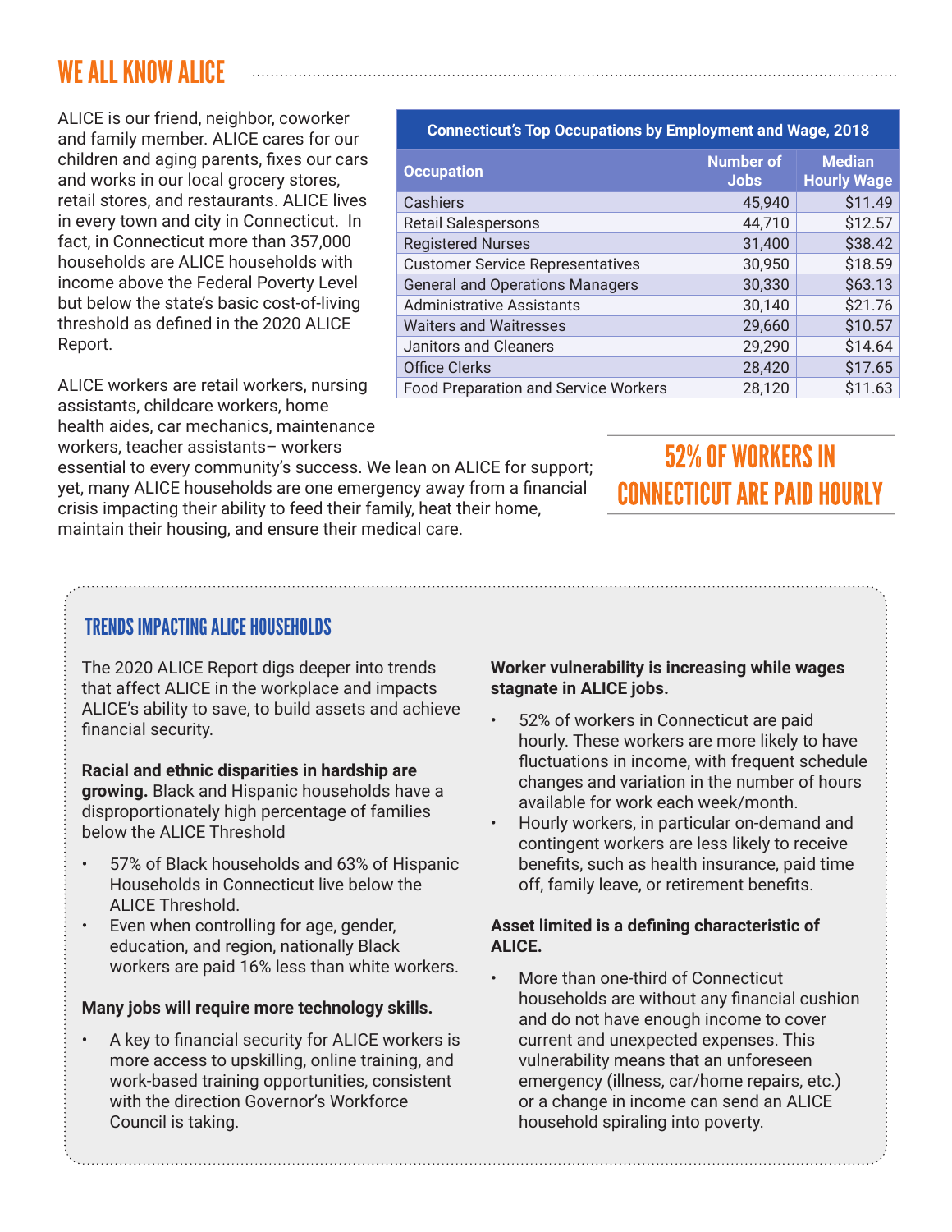## WE ALL KNOW ALICE

ALICE is our friend, neighbor, coworker and family member. ALICE cares for our children and aging parents, fixes our cars and works in our local grocery stores, retail stores, and restaurants. ALICE lives in every town and city in Connecticut. In fact, in Connecticut more than 357,000 households are ALICE households with income above the Federal Poverty Level but below the state's basic cost-of-living threshold as defined in the 2020 ALICE Report.

ALICE workers are retail workers, nursing assistants, childcare workers, home health aides, car mechanics, maintenance workers, teacher assistants– workers essential to every community's success. We lean on ALICE for support; yet, many ALICE households are one emergency away from a financial crisis impacting their ability to feed their family, heat their home, maintain their housing, and ensure their medical care.

**Connecticut's Top Occupations by Employment and Wage, 2018**

| Occupation | Number of Jobs | Median Hourly Wage |
|---|---|---|
| Cashiers | 45,940 | $11.49 |
| Retail Salespersons | 44,710 | $12.57 |
| Registered Nurses | 31,400 | $38.42 |
| Customer Service Representatives | 30,950 | $18.59 |
| General and Operations Managers | 30,330 | $63.13 |
| Administrative Assistants | 30,140 | $21.76 |
| Waiters and Waitresses | 29,660 | $10.57 |
| Janitors and Cleaners | 29,290 | $14.64 |
| Office Clerks | 28,420 | $17.65 |
| Food Preparation and Service Workers | 28,120 | $11.63 |

**52% OF WORKERS IN CONNECTICUT ARE PAID HOURLY**

### TRENDS IMPACTING ALICE HOUSEHOLDS

The 2020 ALICE Report digs deeper into trends that affect ALICE in the workplace and impacts ALICE's ability to save, to build assets and achieve financial security.

**Racial and ethnic disparities in hardship are growing.** Black and Hispanic households have a disproportionately high percentage of families below the ALICE Threshold

- 57% of Black households and 63% of Hispanic Households in Connecticut live below the ALICE Threshold.
- Even when controlling for age, gender, education, and region, nationally Black workers are paid 16% less than white workers.

**Many jobs will require more technology skills.**

- A key to financial security for ALICE workers is more access to upskilling, online training, and work-based training opportunities, consistent with the direction Governor's Workforce Council is taking.

**Worker vulnerability is increasing while wages stagnate in ALICE jobs.**

- 52% of workers in Connecticut are paid hourly. These workers are more likely to have fluctuations in income, with frequent schedule changes and variation in the number of hours available for work each week/month.
- Hourly workers, in particular on-demand and contingent workers are less likely to receive benefits, such as health insurance, paid time off, family leave, or retirement benefits.

**Asset limited is a defining characteristic of ALICE.**

- More than one-third of Connecticut households are without any financial cushion and do not have enough income to cover current and unexpected expenses. This vulnerability means that an unforeseen emergency (illness, car/home repairs, etc.) or a change in income can send an ALICE household spiraling into poverty.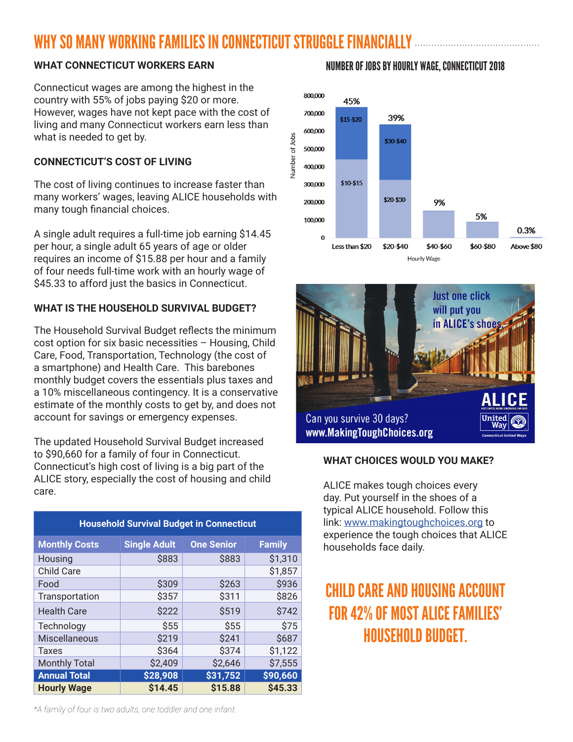# WHY SO MANY WORKING FAMILIES IN CONNECTICUT STRUGGLE FINANCIALLY

### WHAT CONNECTICUT WORKERS EARN

Connecticut wages are among the highest in the country with 55% of jobs paying $20 or more. However, wages have not kept pace with the cost of living and many Connecticut workers earn less than what is needed to get by.

### CONNECTICUT'S COST OF LIVING

The cost of living continues to increase faster than many workers' wages, leaving ALICE households with many tough financial choices.

A single adult requires a full-time job earning $14.45 per hour, a single adult 65 years of age or older requires an income of $15.88 per hour and a family of four needs full-time work with an hourly wage of $45.33 to afford just the basics in Connecticut.

### WHAT IS THE HOUSEHOLD SURVIVAL BUDGET?

The Household Survival Budget reflects the minimum cost option for six basic necessities – Housing, Child Care, Food, Transportation, Technology (the cost of a smartphone) and Health Care. This barebones monthly budget covers the essentials plus taxes and a 10% miscellaneous contingency. It is a conservative estimate of the monthly costs to get by, and does not account for savings or emergency expenses.

The updated Household Survival Budget increased to $90,660 for a family of four in Connecticut. Connecticut's high cost of living is a big part of the ALICE story, especially the cost of housing and child care.

**Household Survival Budget in Connecticut**

| Monthly Costs | Single Adult | One Senior | Family |
|---|---|---|---|
| Housing | $883 | $883 | $1,310 |
| Child Care | | | $1,857 |
| Food | $309 | $263 | $936 |
| Transportation | $357 | $311 | $826 |
| Health Care | $222 | $519 | $742 |
| Technology | $55 | $55 | $75 |
| Miscellaneous | $219 | $241 | $687 |
| Taxes | $364 | $374 | $1,122 |
| Monthly Total | $2,409 | $2,646 | $7,555 |
| **Annual Total** | **$28,908** | **$31,752** | **$90,660** |
| **Hourly Wage** | **$14.45** | **$15.88** | **$45.33** |

*\*A family of four is two adults, one toddler and one infant.*

### NUMBER OF JOBS BY HOURLY WAGE, CONNECTICUT 2018

| Hourly Wage | Share of Jobs | Breakdown |
|---|---|---|
| Less than $20 | 45% | $10-$15, $15-$20 |
| $20-$40 | 39% | $20-$30, $30-$40 |
| $40-$60 | 9% | |
| $60-$80 | 5% | |
| Above $80 | 0.3% | |

Just one click will put you in ALICE's shoes. Can you survive 30 days? www.MakingToughChoices.org

### WHAT CHOICES WOULD YOU MAKE?

ALICE makes tough choices every day. Put yourself in the shoes of a typical ALICE household. Follow this link: www.makingtoughchoices.org to experience the tough choices that ALICE households face daily.

## CHILD CARE AND HOUSING ACCOUNT FOR 42% OF MOST ALICE FAMILIES' HOUSEHOLD BUDGET.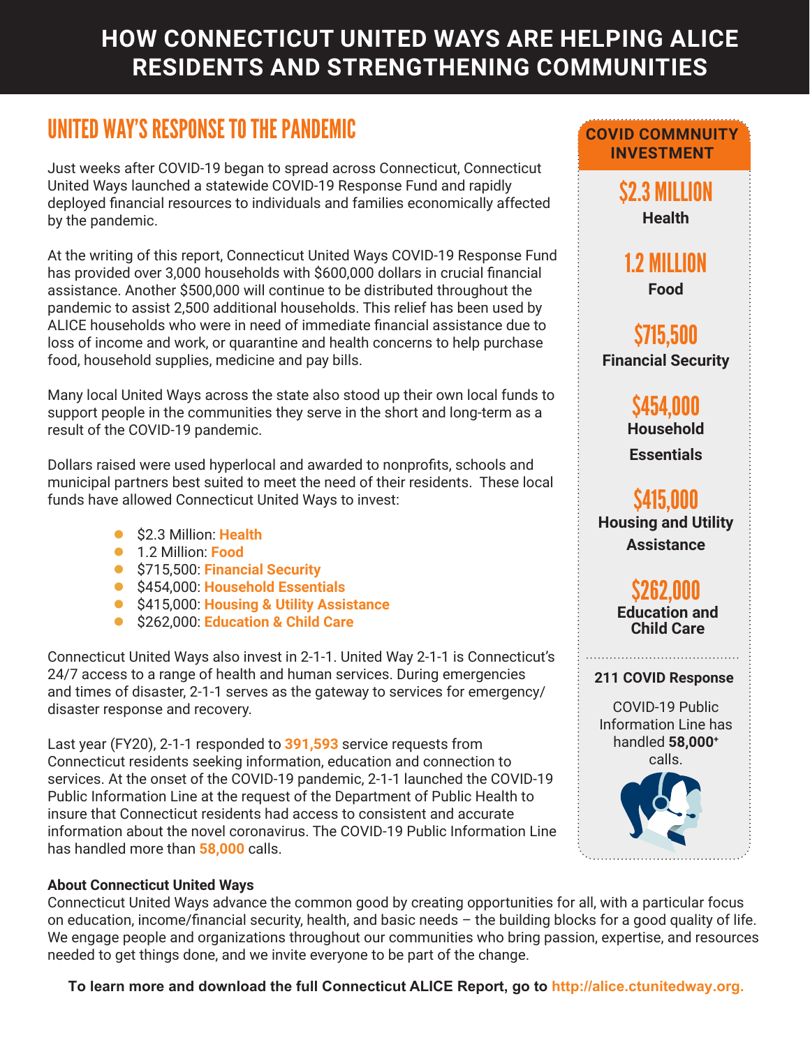# HOW CONNECTICUT UNITED WAYS ARE HELPING ALICE RESIDENTS AND STRENGTHENING COMMUNITIES

## UNITED WAY'S RESPONSE TO THE PANDEMIC

Just weeks after COVID-19 began to spread across Connecticut, Connecticut United Ways launched a statewide COVID-19 Response Fund and rapidly deployed financial resources to individuals and families economically affected by the pandemic.

At the writing of this report, Connecticut United Ways COVID-19 Response Fund has provided over 3,000 households with $600,000 dollars in crucial financial assistance. Another $500,000 will continue to be distributed throughout the pandemic to assist 2,500 additional households. This relief has been used by ALICE households who were in need of immediate financial assistance due to loss of income and work, or quarantine and health concerns to help purchase food, household supplies, medicine and pay bills.

Many local United Ways across the state also stood up their own local funds to support people in the communities they serve in the short and long-term as a result of the COVID-19 pandemic.

Dollars raised were used hyperlocal and awarded to nonprofits, schools and municipal partners best suited to meet the need of their residents. These local funds have allowed Connecticut United Ways to invest:

- $2.3 Million: **Health**
- 1.2 Million: **Food**
- $715,500: **Financial Security**
- $454,000: **Household Essentials**
- $415,000: **Housing & Utility Assistance**
- $262,000: **Education & Child Care**

Connecticut United Ways also invest in 2-1-1. United Way 2-1-1 is Connecticut's 24/7 access to a range of health and human services. During emergencies and times of disaster, 2-1-1 serves as the gateway to services for emergency/disaster response and recovery.

Last year (FY20), 2-1-1 responded to **391,593** service requests from Connecticut residents seeking information, education and connection to services. At the onset of the COVID-19 pandemic, 2-1-1 launched the COVID-19 Public Information Line at the request of the Department of Public Health to insure that Connecticut residents had access to consistent and accurate information about the novel coronavirus. The COVID-19 Public Information Line has handled more than **58,000** calls.

**COVID COMMNUITY INVESTMENT**

**$2.3 MILLION**
**Health**

**1.2 MILLION**
**Food**

**$715,500**
**Financial Security**

**$454,000**
**Household Essentials**

**$415,000**
**Housing and Utility Assistance**

**$262,000**
**Education and Child Care**

**211 COVID Response**

COVID-19 Public Information Line has handled **58,000+** calls.

**About Connecticut United Ways**

Connecticut United Ways advance the common good by creating opportunities for all, with a particular focus on education, income/financial security, health, and basic needs – the building blocks for a good quality of life. We engage people and organizations throughout our communities who bring passion, expertise, and resources needed to get things done, and we invite everyone to be part of the change.

**To learn more and download the full Connecticut ALICE Report, go to http://alice.ctunitedway.org.**